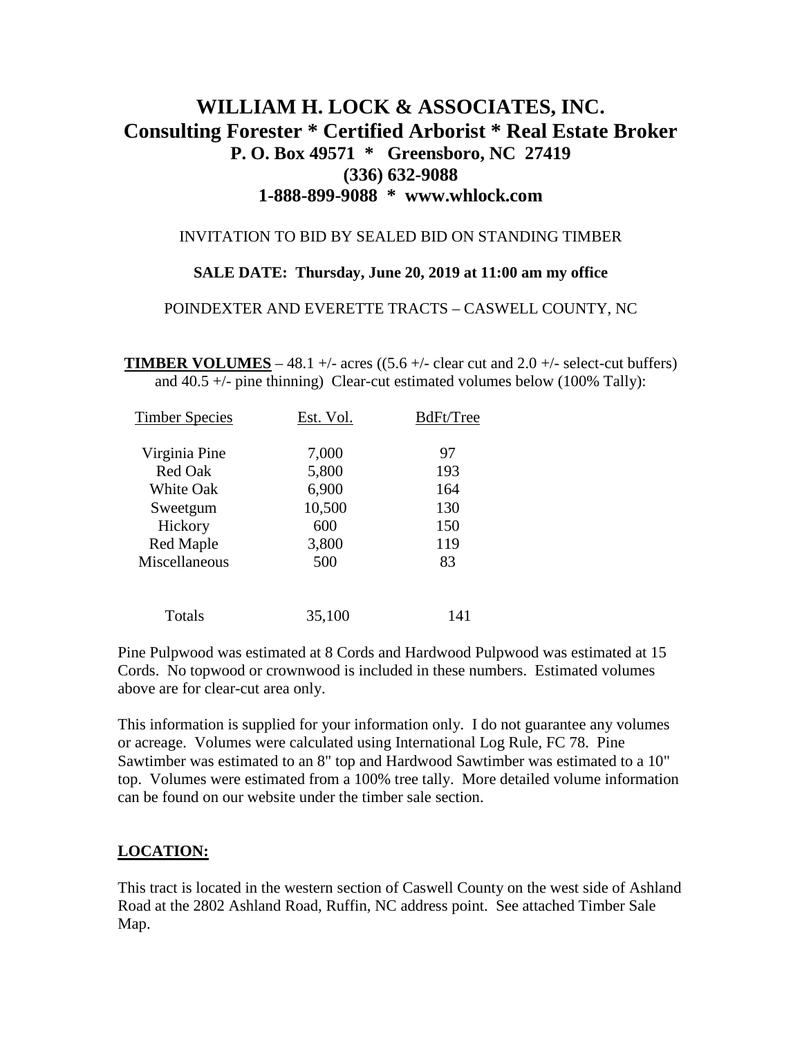# WILLIAM H. LOCK & ASSOCIATES, INC.
## Consulting Forester * Certified Arborist * Real Estate Broker
### P. O. Box 49571 * Greensboro, NC 27419
### (336) 632-9088
### 1-888-899-9088 * www.whlock.com

INVITATION TO BID BY SEALED BID ON STANDING TIMBER

**SALE DATE: Thursday, June 20, 2019 at 11:00 am my office**

POINDEXTER AND EVERETTE TRACTS – CASWELL COUNTY, NC

**TIMBER VOLUMES** – 48.1 +/- acres ((5.6 +/- clear cut and 2.0 +/- select-cut buffers) and 40.5 +/- pine thinning) Clear-cut estimated volumes below (100% Tally):

| Timber Species | Est. Vol. | BdFt/Tree |
|---|---|---|
| Virginia Pine | 7,000 | 97 |
| Red Oak | 5,800 | 193 |
| White Oak | 6,900 | 164 |
| Sweetgum | 10,500 | 130 |
| Hickory | 600 | 150 |
| Red Maple | 3,800 | 119 |
| Miscellaneous | 500 | 83 |
| Totals | 35,100 | 141 |

Pine Pulpwood was estimated at 8 Cords and Hardwood Pulpwood was estimated at 15 Cords. No topwood or crownwood is included in these numbers. Estimated volumes above are for clear-cut area only.

This information is supplied for your information only. I do not guarantee any volumes or acreage. Volumes were calculated using International Log Rule, FC 78. Pine Sawtimber was estimated to an 8" top and Hardwood Sawtimber was estimated to a 10" top. Volumes were estimated from a 100% tree tally. More detailed volume information can be found on our website under the timber sale section.

## LOCATION:

This tract is located in the western section of Caswell County on the west side of Ashland Road at the 2802 Ashland Road, Ruffin, NC address point. See attached Timber Sale Map.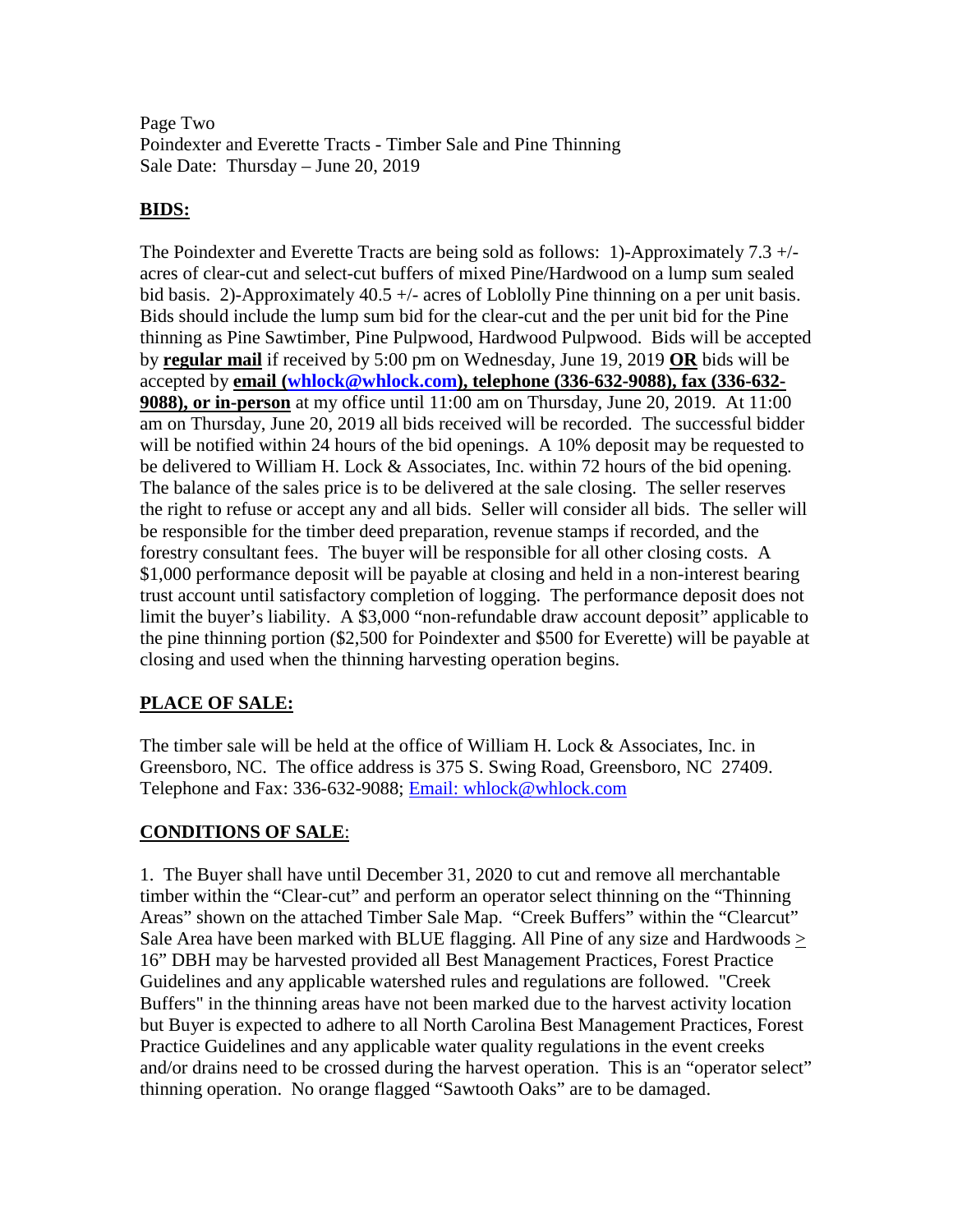Page Two
Poindexter and Everette Tracts - Timber Sale and Pine Thinning
Sale Date: Thursday – June 20, 2019

## BIDS:

The Poindexter and Everette Tracts are being sold as follows: 1)-Approximately 7.3 +/- acres of clear-cut and select-cut buffers of mixed Pine/Hardwood on a lump sum sealed bid basis. 2)-Approximately 40.5 +/- acres of Loblolly Pine thinning on a per unit basis. Bids should include the lump sum bid for the clear-cut and the per unit bid for the Pine thinning as Pine Sawtimber, Pine Pulpwood, Hardwood Pulpwood. Bids will be accepted by **regular mail** if received by 5:00 pm on Wednesday, June 19, 2019 **OR** bids will be accepted by **email (whlock@whlock.com), telephone (336-632-9088), fax (336-632-9088), or in-person** at my office until 11:00 am on Thursday, June 20, 2019. At 11:00 am on Thursday, June 20, 2019 all bids received will be recorded. The successful bidder will be notified within 24 hours of the bid openings. A 10% deposit may be requested to be delivered to William H. Lock & Associates, Inc. within 72 hours of the bid opening. The balance of the sales price is to be delivered at the sale closing. The seller reserves the right to refuse or accept any and all bids. Seller will consider all bids. The seller will be responsible for the timber deed preparation, revenue stamps if recorded, and the forestry consultant fees. The buyer will be responsible for all other closing costs. A $1,000 performance deposit will be payable at closing and held in a non-interest bearing trust account until satisfactory completion of logging. The performance deposit does not limit the buyer's liability. A $3,000 "non-refundable draw account deposit" applicable to the pine thinning portion ($2,500 for Poindexter and $500 for Everette) will be payable at closing and used when the thinning harvesting operation begins.

## PLACE OF SALE:

The timber sale will be held at the office of William H. Lock & Associates, Inc. in Greensboro, NC. The office address is 375 S. Swing Road, Greensboro, NC 27409. Telephone and Fax: 336-632-9088; Email: whlock@whlock.com

## CONDITIONS OF SALE:

1. The Buyer shall have until December 31, 2020 to cut and remove all merchantable timber within the "Clear-cut" and perform an operator select thinning on the "Thinning Areas" shown on the attached Timber Sale Map. "Creek Buffers" within the "Clearcut" Sale Area have been marked with BLUE flagging. All Pine of any size and Hardwoods ≥ 16" DBH may be harvested provided all Best Management Practices, Forest Practice Guidelines and any applicable watershed rules and regulations are followed. "Creek Buffers" in the thinning areas have not been marked due to the harvest activity location but Buyer is expected to adhere to all North Carolina Best Management Practices, Forest Practice Guidelines and any applicable water quality regulations in the event creeks and/or drains need to be crossed during the harvest operation. This is an "operator select" thinning operation. No orange flagged "Sawtooth Oaks" are to be damaged.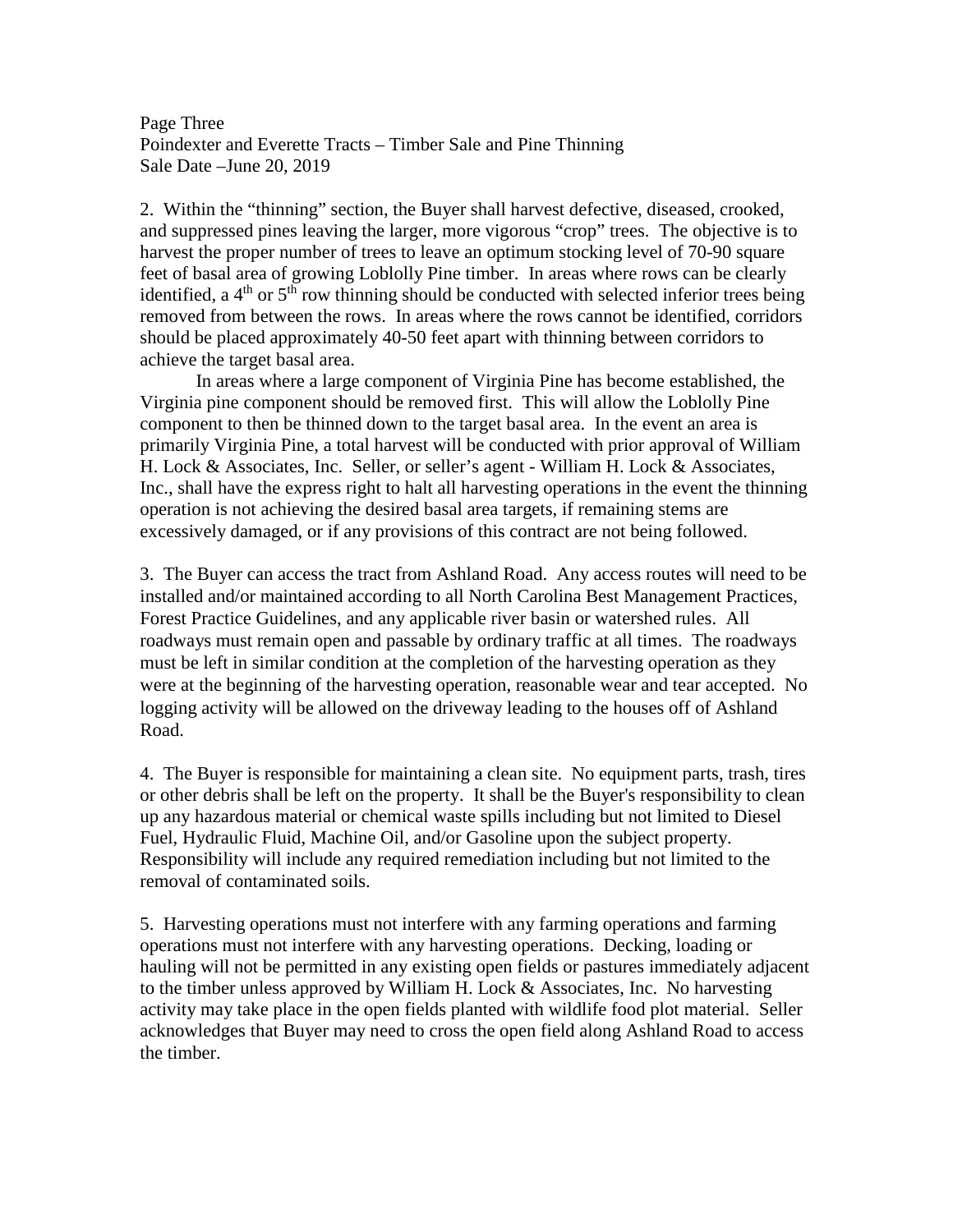2. Within the "thinning" section, the Buyer shall harvest defective, diseased, crooked, and suppressed pines leaving the larger, more vigorous "crop" trees. The objective is to harvest the proper number of trees to leave an optimum stocking level of 70-90 square feet of basal area of growing Loblolly Pine timber. In areas where rows can be clearly identified, a 4th or 5th row thinning should be conducted with selected inferior trees being removed from between the rows. In areas where the rows cannot be identified, corridors should be placed approximately 40-50 feet apart with thinning between corridors to achieve the target basal area.

In areas where a large component of Virginia Pine has become established, the Virginia pine component should be removed first. This will allow the Loblolly Pine component to then be thinned down to the target basal area. In the event an area is primarily Virginia Pine, a total harvest will be conducted with prior approval of William H. Lock & Associates, Inc. Seller, or seller's agent - William H. Lock & Associates, Inc., shall have the express right to halt all harvesting operations in the event the thinning operation is not achieving the desired basal area targets, if remaining stems are excessively damaged, or if any provisions of this contract are not being followed.

3. The Buyer can access the tract from Ashland Road. Any access routes will need to be installed and/or maintained according to all North Carolina Best Management Practices, Forest Practice Guidelines, and any applicable river basin or watershed rules. All roadways must remain open and passable by ordinary traffic at all times. The roadways must be left in similar condition at the completion of the harvesting operation as they were at the beginning of the harvesting operation, reasonable wear and tear accepted. No logging activity will be allowed on the driveway leading to the houses off of Ashland Road.

4. The Buyer is responsible for maintaining a clean site. No equipment parts, trash, tires or other debris shall be left on the property. It shall be the Buyer's responsibility to clean up any hazardous material or chemical waste spills including but not limited to Diesel Fuel, Hydraulic Fluid, Machine Oil, and/or Gasoline upon the subject property. Responsibility will include any required remediation including but not limited to the removal of contaminated soils.

5. Harvesting operations must not interfere with any farming operations and farming operations must not interfere with any harvesting operations. Decking, loading or hauling will not be permitted in any existing open fields or pastures immediately adjacent to the timber unless approved by William H. Lock & Associates, Inc. No harvesting activity may take place in the open fields planted with wildlife food plot material. Seller acknowledges that Buyer may need to cross the open field along Ashland Road to access the timber.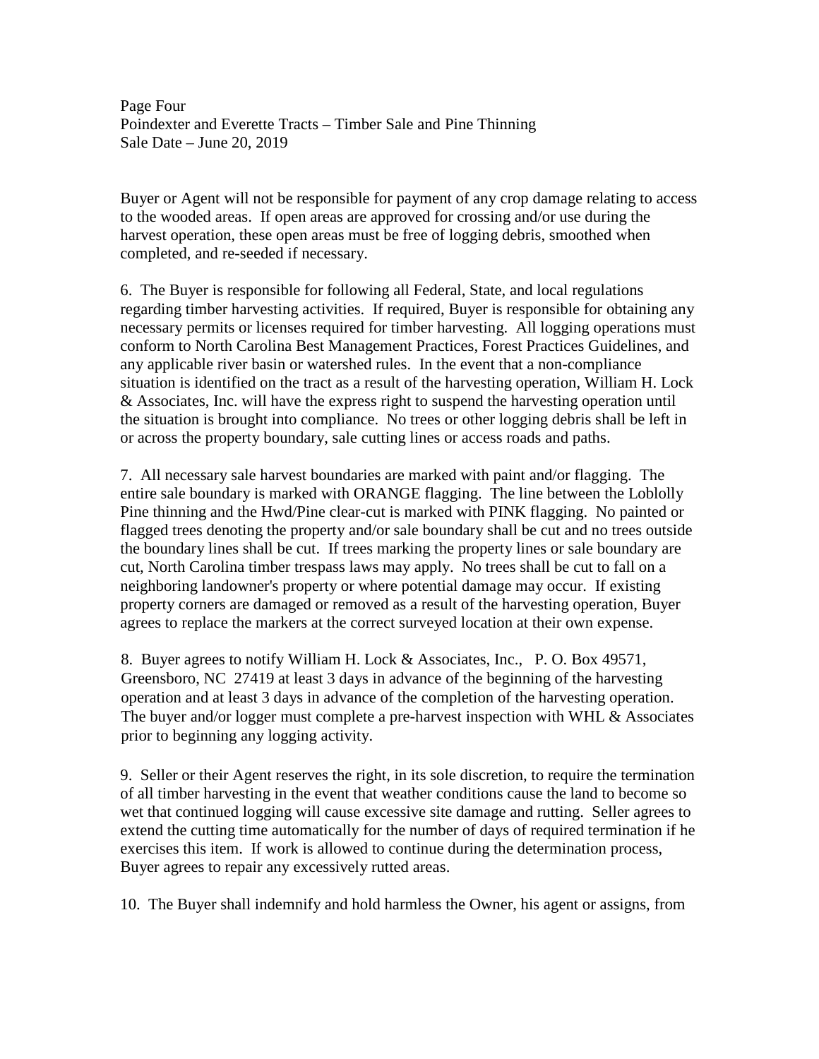Buyer or Agent will not be responsible for payment of any crop damage relating to access to the wooded areas. If open areas are approved for crossing and/or use during the harvest operation, these open areas must be free of logging debris, smoothed when completed, and re-seeded if necessary.

6. The Buyer is responsible for following all Federal, State, and local regulations regarding timber harvesting activities. If required, Buyer is responsible for obtaining any necessary permits or licenses required for timber harvesting. All logging operations must conform to North Carolina Best Management Practices, Forest Practices Guidelines, and any applicable river basin or watershed rules. In the event that a non-compliance situation is identified on the tract as a result of the harvesting operation, William H. Lock & Associates, Inc. will have the express right to suspend the harvesting operation until the situation is brought into compliance. No trees or other logging debris shall be left in or across the property boundary, sale cutting lines or access roads and paths.

7. All necessary sale harvest boundaries are marked with paint and/or flagging. The entire sale boundary is marked with ORANGE flagging. The line between the Loblolly Pine thinning and the Hwd/Pine clear-cut is marked with PINK flagging. No painted or flagged trees denoting the property and/or sale boundary shall be cut and no trees outside the boundary lines shall be cut. If trees marking the property lines or sale boundary are cut, North Carolina timber trespass laws may apply. No trees shall be cut to fall on a neighboring landowner's property or where potential damage may occur. If existing property corners are damaged or removed as a result of the harvesting operation, Buyer agrees to replace the markers at the correct surveyed location at their own expense.

8. Buyer agrees to notify William H. Lock & Associates, Inc., P. O. Box 49571, Greensboro, NC 27419 at least 3 days in advance of the beginning of the harvesting operation and at least 3 days in advance of the completion of the harvesting operation. The buyer and/or logger must complete a pre-harvest inspection with WHL & Associates prior to beginning any logging activity.

9. Seller or their Agent reserves the right, in its sole discretion, to require the termination of all timber harvesting in the event that weather conditions cause the land to become so wet that continued logging will cause excessive site damage and rutting. Seller agrees to extend the cutting time automatically for the number of days of required termination if he exercises this item. If work is allowed to continue during the determination process, Buyer agrees to repair any excessively rutted areas.

10. The Buyer shall indemnify and hold harmless the Owner, his agent or assigns, from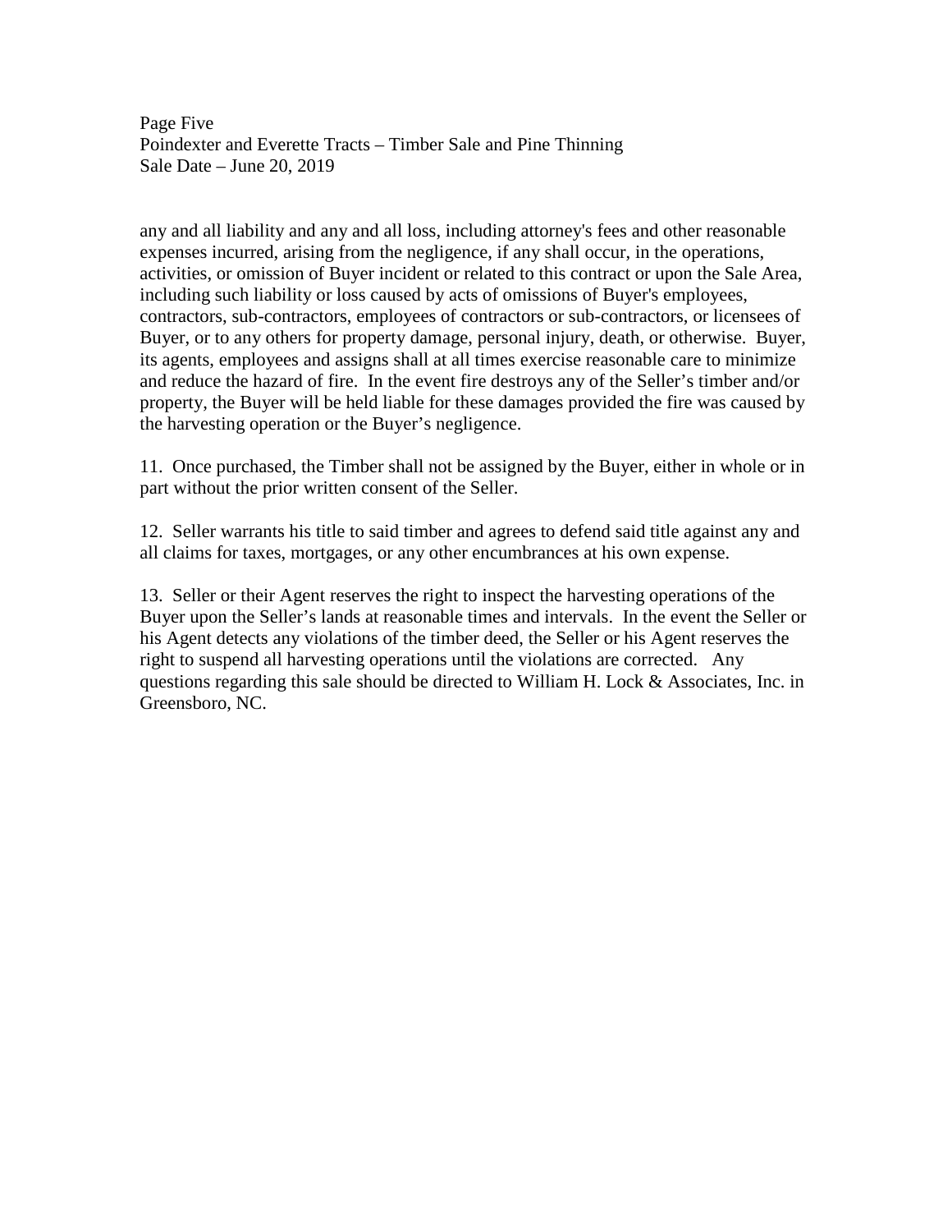any and all liability and any and all loss, including attorney's fees and other reasonable expenses incurred, arising from the negligence, if any shall occur, in the operations, activities, or omission of Buyer incident or related to this contract or upon the Sale Area, including such liability or loss caused by acts of omissions of Buyer's employees, contractors, sub-contractors, employees of contractors or sub-contractors, or licensees of Buyer, or to any others for property damage, personal injury, death, or otherwise. Buyer, its agents, employees and assigns shall at all times exercise reasonable care to minimize and reduce the hazard of fire. In the event fire destroys any of the Seller's timber and/or property, the Buyer will be held liable for these damages provided the fire was caused by the harvesting operation or the Buyer's negligence.

11. Once purchased, the Timber shall not be assigned by the Buyer, either in whole or in part without the prior written consent of the Seller.

12. Seller warrants his title to said timber and agrees to defend said title against any and all claims for taxes, mortgages, or any other encumbrances at his own expense.

13. Seller or their Agent reserves the right to inspect the harvesting operations of the Buyer upon the Seller's lands at reasonable times and intervals. In the event the Seller or his Agent detects any violations of the timber deed, the Seller or his Agent reserves the right to suspend all harvesting operations until the violations are corrected. Any questions regarding this sale should be directed to William H. Lock & Associates, Inc. in Greensboro, NC.